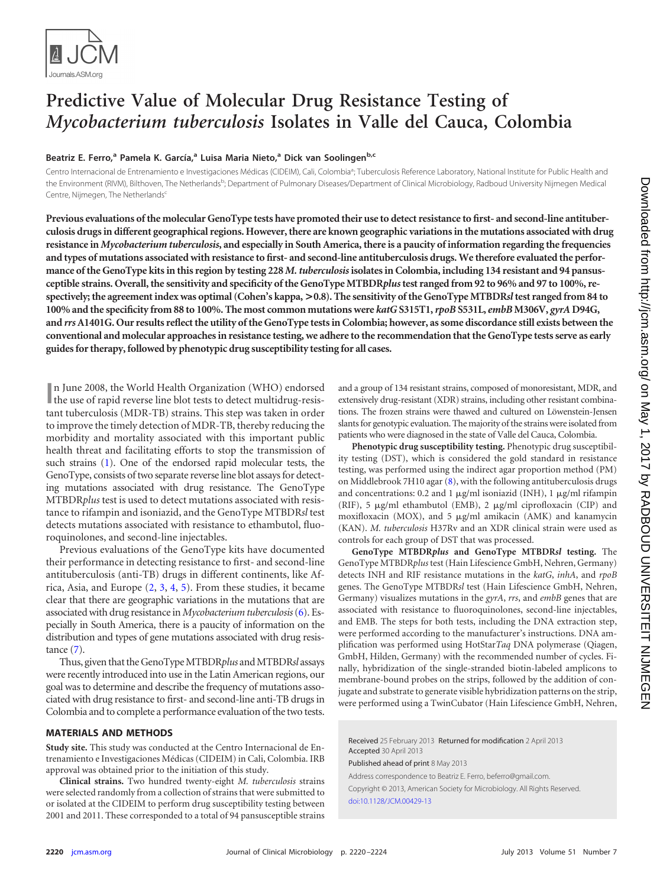# Predictive Value of Molecular Drug Resistance Testing of *Mycobacterium tuberculosis* Isolates in Valle del Cauca, Colombia

**Beatriz E. Ferro,[a] Pamela K. García,[a] Luisa Maria Nieto,[a] Dick van Soolingen[b,c]**

Centro Internacional de Entrenamiento e Investigaciones Médicas (CIDEIM), Cali, Colombia[a]; Tuberculosis Reference Laboratory, National Institute for Public Health and the Environment (RIVM), Bilthoven, The Netherlands[b]; Department of Pulmonary Diseases/Department of Clinical Microbiology, Radboud University Nijmegen Medical Centre, Nijmegen, The Netherlands[c]

**Previous evaluations of the molecular GenoType tests have promoted their use to detect resistance to first- and second-line antituberculosis drugs in different geographical regions. However, there are known geographic variations in the mutations associated with drug resistance in *Mycobacterium tuberculosis*, and especially in South America, there is a paucity of information regarding the frequencies and types of mutations associated with resistance to first- and second-line antituberculosis drugs. We therefore evaluated the performance of the GenoType kits in this region by testing 228 *M. tuberculosis* isolates in Colombia, including 134 resistant and 94 pansusceptible strains. Overall, the sensitivity and specificity of the GenoType MTBDR*plus* test ranged from 92 to 96% and 97 to 100%, respectively; the agreement index was optimal (Cohen's kappa, >0.8). The sensitivity of the GenoType MTBDR*sl* test ranged from 84 to 100% and the specificity from 88 to 100%. The most common mutations were *katG* S315T1, *rpoB* S531L, *embB* M306V, *gyrA* D94G, and *rrs* A1401G. Our results reflect the utility of the GenoType tests in Colombia; however, as some discordance still exists between the conventional and molecular approaches in resistance testing, we adhere to the recommendation that the GenoType tests serve as early guides for therapy, followed by phenotypic drug susceptibility testing for all cases.**

In June 2008, the World Health Organization (WHO) endorsed the use of rapid reverse line blot tests to detect multidrug-resistant tuberculosis (MDR-TB) strains. This step was taken in order to improve the timely detection of MDR-TB, thereby reducing the morbidity and mortality associated with this important public health threat and facilitating efforts to stop the transmission of such strains (1). One of the endorsed rapid molecular tests, the GenoType, consists of two separate reverse line blot assays for detecting mutations associated with drug resistance. The GenoType MTBDR*plus* test is used to detect mutations associated with resistance to rifampin and isoniazid, and the GenoType MTBDR*sl* test detects mutations associated with resistance to ethambutol, fluoroquinolones, and second-line injectables.

Previous evaluations of the GenoType kits have documented their performance in detecting resistance to first- and second-line antituberculosis (anti-TB) drugs in different continents, like Africa, Asia, and Europe (2, 3, 4, 5). From these studies, it became clear that there are geographic variations in the mutations that are associated with drug resistance in *Mycobacterium tuberculosis* (6). Especially in South America, there is a paucity of information on the distribution and types of gene mutations associated with drug resistance (7).

Thus, given that the GenoType MTBDR*plus* and MTBDR*sl* assays were recently introduced into use in the Latin American regions, our goal was to determine and describe the frequency of mutations associated with drug resistance to first- and second-line anti-TB drugs in Colombia and to complete a performance evaluation of the two tests.

## MATERIALS AND METHODS

**Study site.** This study was conducted at the Centro Internacional de Entrenamiento e Investigaciones Médicas (CIDEIM) in Cali, Colombia. IRB approval was obtained prior to the initiation of this study.

**Clinical strains.** Two hundred twenty-eight *M. tuberculosis* strains were selected randomly from a collection of strains that were submitted to or isolated at the CIDEIM to perform drug susceptibility testing between 2001 and 2011. These corresponded to a total of 94 pansusceptible strains and a group of 134 resistant strains, composed of monoresistant, MDR, and extensively drug-resistant (XDR) strains, including other resistant combinations. The frozen strains were thawed and cultured on Löwenstein-Jensen slants for genotypic evaluation. The majority of the strains were isolated from patients who were diagnosed in the state of Valle del Cauca, Colombia.

**Phenotypic drug susceptibility testing.** Phenotypic drug susceptibility testing (DST), which is considered the gold standard in resistance testing, was performed using the indirect agar proportion method (PM) on Middlebrook 7H10 agar (8), with the following antituberculosis drugs and concentrations: 0.2 and 1 μg/ml isoniazid (INH), 1 μg/ml rifampin (RIF), 5 μg/ml ethambutol (EMB), 2 μg/ml ciprofloxacin (CIP) and moxifloxacin (MOX), and 5 μg/ml amikacin (AMK) and kanamycin (KAN). *M. tuberculosis* H37Rv and an XDR clinical strain were used as controls for each group of DST that was processed.

**GenoType MTBDR*plus* and GenoType MTBDR*sl* testing.** The GenoType MTBDR*plus* test (Hain Lifescience GmbH, Nehren, Germany) detects INH and RIF resistance mutations in the *katG*, *inhA*, and *rpoB* genes. The GenoType MTBDR*sl* test (Hain Lifescience GmbH, Nehren, Germany) visualizes mutations in the *gyrA*, *rrs*, and *embB* genes that are associated with resistance to fluoroquinolones, second-line injectables, and EMB. The steps for both tests, including the DNA extraction step, were performed according to the manufacturer's instructions. DNA amplification was performed using HotStar*Taq* DNA polymerase (Qiagen, GmbH, Hilden, Germany) with the recommended number of cycles. Finally, hybridization of the single-stranded biotin-labeled amplicons to membrane-bound probes on the strips, followed by the addition of conjugate and substrate to generate visible hybridization patterns on the strip, were performed using a TwinCubator (Hain Lifescience GmbH, Nehren,

Received 25 February 2013 Returned for modification 2 April 2013 Accepted 30 April 2013

Published ahead of print 8 May 2013

Address correspondence to Beatriz E. Ferro, beferro@gmail.com.

Copyright © 2013, American Society for Microbiology. All Rights Reserved.

doi:10.1128/JCM.00429-13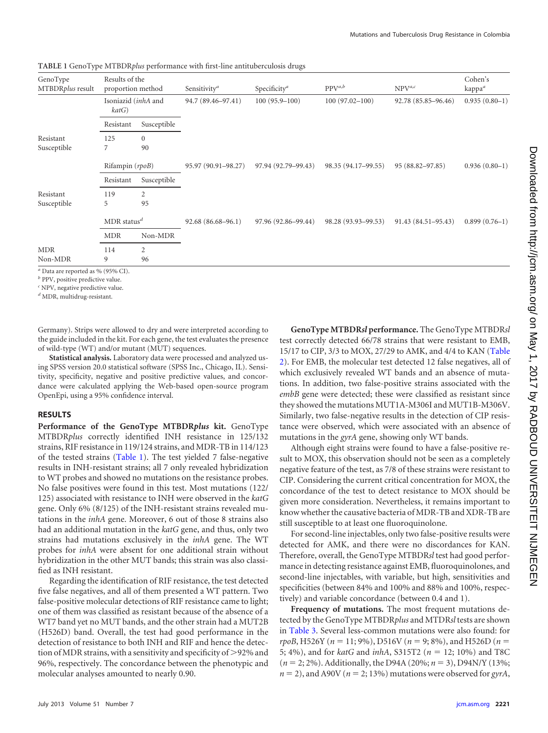**TABLE 1** GenoType MTBDR*plus* performance with first-line antituberculosis drugs

| GenoType MTBDR*plus* result | Results of the proportion method | | Sensitivity[a] | Specificity[a] | PPV[a,b] | NPV[a,c] | Cohen's kappa[a] |
|---|---|---|---|---|---|---|---|
| | Isoniazid (*inhA* and *katG*) | | 94.7 (89.46–97.41) | 100 (95.9–100) | 100 (97.02–100) | 92.78 (85.85–96.46) | 0.935 (0.80–1) |
| | Resistant | Susceptible | | | | | |
| Resistant | 125 | 0 | | | | | |
| Susceptible | 7 | 90 | | | | | |
| | Rifampin (*rpoB*) | | 95.97 (90.91–98.27) | 97.94 (92.79–99.43) | 98.35 (94.17–99.55) | 95 (88.82–97.85) | 0.936 (0.80–1) |
| | Resistant | Susceptible | | | | | |
| Resistant | 119 | 2 | | | | | |
| Susceptible | 5 | 95 | | | | | |
| | MDR status[d] | | 92.68 (86.68–96.1) | 97.96 (92.86–99.44) | 98.28 (93.93–99.53) | 91.43 (84.51–95.43) | 0.899 (0.76–1) |
| | MDR | Non-MDR | | | | | |
| MDR | 114 | 2 | | | | | |
| Non-MDR | 9 | 96 | | | | | |

[a] Data are reported as % (95% CI).
[b] PPV, positive predictive value.
[c] NPV, negative predictive value.
[d] MDR, multidrug-resistant.

Germany). Strips were allowed to dry and were interpreted according to the guide included in the kit. For each gene, the test evaluates the presence of wild-type (WT) and/or mutant (MUT) sequences.

**Statistical analysis.** Laboratory data were processed and analyzed using SPSS version 20.0 statistical software (SPSS Inc., Chicago, IL). Sensitivity, specificity, negative and positive predictive values, and concordance were calculated applying the Web-based open-source program OpenEpi, using a 95% confidence interval.

## RESULTS

**Performance of the GenoType MTBDR*plus* kit.** GenoType MTBDR*plus* correctly identified INH resistance in 125/132 strains, RIF resistance in 119/124 strains, and MDR-TB in 114/123 of the tested strains (Table 1). The test yielded 7 false-negative results in INH-resistant strains; all 7 only revealed hybridization to WT probes and showed no mutations on the resistance probes. No false positives were found in this test. Most mutations (122/125) associated with resistance to INH were observed in the *katG* gene. Only 6% (8/125) of the INH-resistant strains revealed mutations in the *inhA* gene. Moreover, 6 out of those 8 strains also had an additional mutation in the *katG* gene, and thus, only two strains had mutations exclusively in the *inhA* gene. The WT probes for *inhA* were absent for one additional strain without hybridization in the other MUT bands; this strain was also classified as INH resistant.

Regarding the identification of RIF resistance, the test detected five false negatives, and all of them presented a WT pattern. Two false-positive molecular detections of RIF resistance came to light; one of them was classified as resistant because of the absence of a WT7 band yet no MUT bands, and the other strain had a MUT2B (H526D) band. Overall, the test had good performance in the detection of resistance to both INH and RIF and hence the detection of MDR strains, with a sensitivity and specificity of >92% and 96%, respectively. The concordance between the phenotypic and molecular analyses amounted to nearly 0.90.

**GenoType MTBDR*sl* performance.** The GenoType MTBDR*sl* test correctly detected 66/78 strains that were resistant to EMB, 15/17 to CIP, 3/3 to MOX, 27/29 to AMK, and 4/4 to KAN (Table 2). For EMB, the molecular test detected 12 false negatives, all of which exclusively revealed WT bands and an absence of mutations. In addition, two false-positive strains associated with the *embB* gene were detected; these were classified as resistant since they showed the mutations MUT1A-M306I and MUT1B-M306V. Similarly, two false-negative results in the detection of CIP resistance were observed, which were associated with an absence of mutations in the *gyrA* gene, showing only WT bands.

Although eight strains were found to have a false-positive result to MOX, this observation should not be seen as a completely negative feature of the test, as 7/8 of these strains were resistant to CIP. Considering the current critical concentration for MOX, the concordance of the test to detect resistance to MOX should be given more consideration. Nevertheless, it remains important to know whether the causative bacteria of MDR-TB and XDR-TB are still susceptible to at least one fluoroquinolone.

For second-line injectables, only two false-positive results were detected for AMK, and there were no discordances for KAN. Therefore, overall, the GenoType MTBDR*sl* test had good performance in detecting resistance against EMB, fluoroquinolones, and second-line injectables, with variable, but high, sensitivities and specificities (between 84% and 100% and 88% and 100%, respectively) and variable concordance (between 0.4 and 1).

**Frequency of mutations.** The most frequent mutations detected by the GenoType MTBDR*plus* and MTDR*sl* tests are shown in Table 3. Several less-common mutations were also found: for *rpoB*, H526Y ($n = 11$; 9%), D516V ($n = 9$; 8%), and H526D ($n = 5$; 4%), and for *katG* and *inhA*, S315T2 ($n = 12$; 10%) and T8C ($n = 2$; 2%). Additionally, the D94A (20%; $n = 3$), D94N/Y (13%; $n = 2$), and A90V ($n = 2$; 13%) mutations were observed for *gyrA*,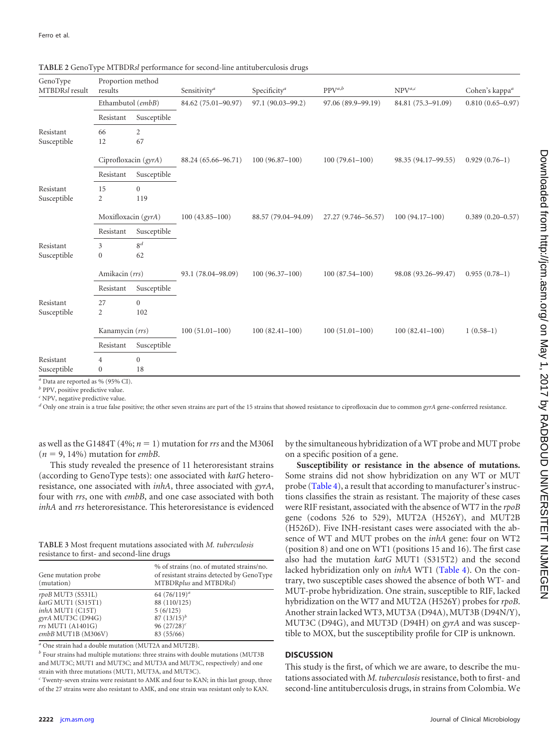**TABLE 2** GenoType MTBDR*sl* performance for second-line antituberculosis drugs

| GenoType MTBDR*sl* result | Proportion method results | | Sensitivity[a] | Specificity[a] | PPV[a,b] | NPV[a,c] | Cohen's kappa[a] |
|---|---|---|---|---|---|---|---|
| | Ethambutol (*embB*) | | 84.62 (75.01–90.97) | 97.1 (90.03–99.2) | 97.06 (89.9–99.19) | 84.81 (75.3–91.09) | 0.810 (0.65–0.97) |
| | Resistant | Susceptible | | | | | |
| Resistant | 66 | 2 | | | | | |
| Susceptible | 12 | 67 | | | | | |
| | Ciprofloxacin (*gyrA*) | | 88.24 (65.66–96.71) | 100 (96.87–100) | 100 (79.61–100) | 98.35 (94.17–99.55) | 0.929 (0.76–1) |
| | Resistant | Susceptible | | | | | |
| Resistant | 15 | 0 | | | | | |
| Susceptible | 2 | 119 | | | | | |
| | Moxifloxacin (*gyrA*) | | 100 (43.85–100) | 88.57 (79.04–94.09) | 27.27 (9.746–56.57) | 100 (94.17–100) | 0.389 (0.20–0.57) |
| | Resistant | Susceptible | | | | | |
| Resistant | 3 | 8[d] | | | | | |
| Susceptible | 0 | 62 | | | | | |
| | Amikacin (*rrs*) | | 93.1 (78.04–98.09) | 100 (96.37–100) | 100 (87.54–100) | 98.08 (93.26–99.47) | 0.955 (0.78–1) |
| | Resistant | Susceptible | | | | | |
| Resistant | 27 | 0 | | | | | |
| Susceptible | 2 | 102 | | | | | |
| | Kanamycin (*rrs*) | | 100 (51.01–100) | 100 (82.41–100) | 100 (51.01–100) | 100 (82.41–100) | 1 (0.58–1) |
| | Resistant | Susceptible | | | | | |
| Resistant | 4 | 0 | | | | | |
| Susceptible | 0 | 18 | | | | | |

[a] Data are reported as % (95% CI).
[b] PPV, positive predictive value.
[c] NPV, negative predictive value.
[d] Only one strain is a true false positive; the other seven strains are part of the 15 strains that showed resistance to ciprofloxacin due to common *gyrA* gene-conferred resistance.

as well as the G1484T (4%; $n = 1$) mutation for *rrs* and the M306I ($n = 9$, 14%) mutation for *embB*.

This study revealed the presence of 11 heteroresistant strains (according to GenoType tests): one associated with *katG* heteroresistance, one associated with *inhA*, three associated with *gyrA*, four with *rrs*, one with *embB*, and one case associated with both *inhA* and *rrs* heteroresistance. This heteroresistance is evidenced by the simultaneous hybridization of a WT probe and MUT probe on a specific position of a gene.

**TABLE 3** Most frequent mutations associated with *M. tuberculosis* resistance to first- and second-line drugs

| Gene mutation probe (mutation) | % of strains (no. of mutated strains/no. of resistant strains detected by GenoType MTBDR*plus* and MTBDR*sl*) |
|---|---|
| *rpoB* MUT3 (S531L) | 64 (76/119)[a] |
| *katG* MUT1 (S315T1) | 88 (110/125) |
| *inhA* MUT1 (C15T) | 5 (6/125) |
| *gyrA* MUT3C (D94G) | 87 (13/15)[b] |
| *rrs* MUT1 (A1401G) | 96 (27/28)[c] |
| *embB* MUT1B (M306V) | 83 (55/66) |

[a] One strain had a double mutation (MUT2A and MUT2B).
[b] Four strains had multiple mutations: three strains with double mutations (MUT3B and MUT3C; MUT1 and MUT3C; and MUT3A and MUT3C, respectively) and one strain with three mutations (MUT1, MUT3A, and MUT3C).
[c] Twenty-seven strains were resistant to AMK and four to KAN; in this last group, three of the 27 strains were also resistant to AMK, and one strain was resistant only to KAN.

**Susceptibility or resistance in the absence of mutations.** Some strains did not show hybridization on any WT or MUT probe (Table 4), a result that according to manufacturer's instructions classifies the strain as resistant. The majority of these cases were RIF resistant, associated with the absence of WT7 in the *rpoB* gene (codons 526 to 529), MUT2A (H526Y), and MUT2B (H526D). Five INH-resistant cases were associated with the absence of WT and MUT probes on the *inhA* gene: four on WT2 (position 8) and one on WT1 (positions 15 and 16). The first case also had the mutation *katG* MUT1 (S315T2) and the second lacked hybridization only on *inhA* WT1 (Table 4). On the contrary, two susceptible cases showed the absence of both WT- and MUT-probe hybridization. One strain, susceptible to RIF, lacked hybridization on the WT7 and MUT2A (H526Y) probes for *rpoB*. Another strain lacked WT3, MUT3A (D94A), MUT3B (D94N/Y), MUT3C (D94G), and MUT3D (D94H) on *gyrA* and was susceptible to MOX, but the susceptibility profile for CIP is unknown.

## DISCUSSION

This study is the first, of which we are aware, to describe the mutations associated with *M. tuberculosis* resistance, both to first- and second-line antituberculosis drugs, in strains from Colombia. We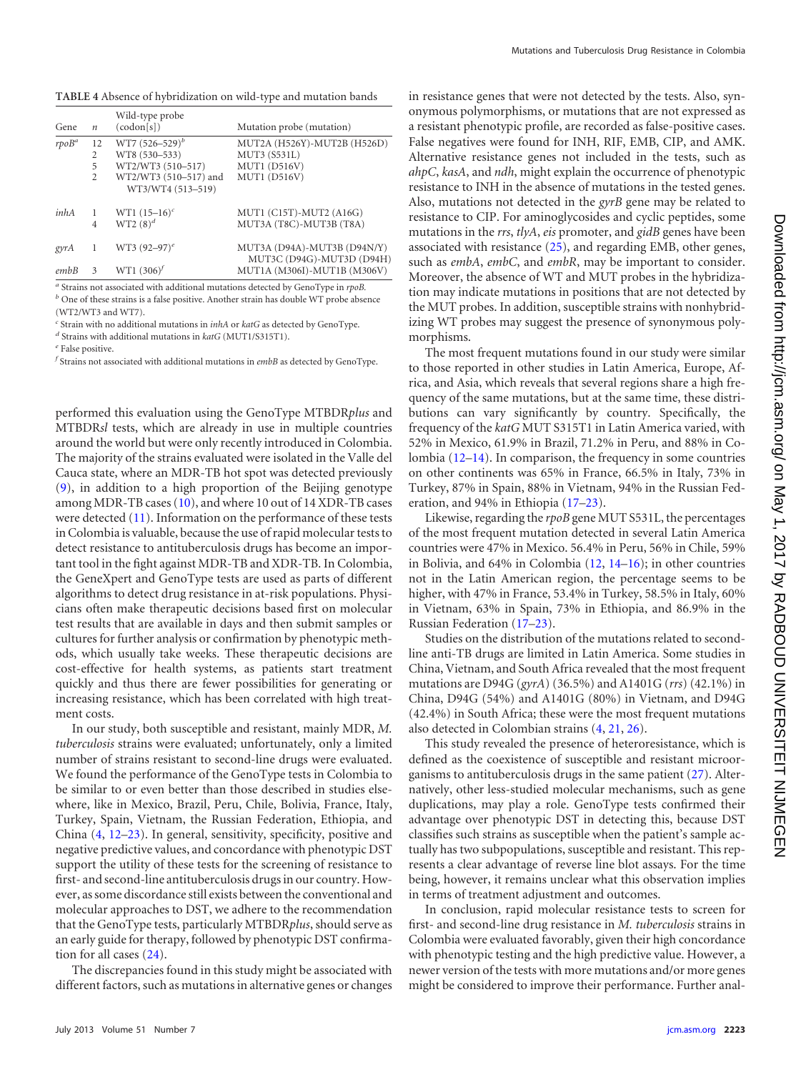**TABLE 4** Absence of hybridization on wild-type and mutation bands

| Gene | *n* | Wild-type probe (codon[s]) | Mutation probe (mutation) |
|---|---|---|---|
| *rpoB*[a] | 12 | WT7 (526–529)[b] | MUT2A (H526Y)-MUT2B (H526D) |
| | 2 | WT8 (530–533) | MUT3 (S531L) |
| | 5 | WT2/WT3 (510–517) | MUT1 (D516V) |
| | 2 | WT2/WT3 (510–517) and WT3/WT4 (513–519) | MUT1 (D516V) |
| *inhA* | 1 | WT1 (15–16)[c] | MUT1 (C15T)-MUT2 (A16G) |
| | 4 | WT2 (8)[d] | MUT3A (T8C)-MUT3B (T8A) |
| *gyrA* | 1 | WT3 (92–97)[e] | MUT3A (D94A)-MUT3B (D94N/Y) MUT3C (D94G)-MUT3D (D94H) |
| *embB* | 3 | WT1 (306)[f] | MUT1A (M306I)-MUT1B (M306V) |

[a] Strains not associated with additional mutations detected by GenoType in *rpoB*.
[b] One of these strains is a false positive. Another strain has double WT probe absence (WT2/WT3 and WT7).
[c] Strain with no additional mutations in *inhA* or *katG* as detected by GenoType.
[d] Strains with additional mutations in *katG* (MUT1/S315T1).
[e] False positive.
[f] Strains not associated with additional mutations in *embB* as detected by GenoType.

performed this evaluation using the GenoType MTBDR*plus* and MTBDR*sl* tests, which are already in use in multiple countries around the world but were only recently introduced in Colombia. The majority of the strains evaluated were isolated in the Valle del Cauca state, where an MDR-TB hot spot was detected previously (9), in addition to a high proportion of the Beijing genotype among MDR-TB cases (10), and where 10 out of 14 XDR-TB cases were detected (11). Information on the performance of these tests in Colombia is valuable, because the use of rapid molecular tests to detect resistance to antituberculosis drugs has become an important tool in the fight against MDR-TB and XDR-TB. In Colombia, the GeneXpert and GenoType tests are used as parts of different algorithms to detect drug resistance in at-risk populations. Physicians often make therapeutic decisions based first on molecular test results that are available in days and then submit samples or cultures for further analysis or confirmation by phenotypic methods, which usually take weeks. These therapeutic decisions are cost-effective for health systems, as patients start treatment quickly and thus there are fewer possibilities for generating or increasing resistance, which has been correlated with high treatment costs.

In our study, both susceptible and resistant, mainly MDR, *M. tuberculosis* strains were evaluated; unfortunately, only a limited number of strains resistant to second-line drugs were evaluated. We found the performance of the GenoType tests in Colombia to be similar to or even better than those described in studies elsewhere, like in Mexico, Brazil, Peru, Chile, Bolivia, France, Italy, Turkey, Spain, Vietnam, the Russian Federation, Ethiopia, and China (4, 12–23). In general, sensitivity, specificity, positive and negative predictive values, and concordance with phenotypic DST support the utility of these tests for the screening of resistance to first- and second-line antituberculosis drugs in our country. However, as some discordance still exists between the conventional and molecular approaches to DST, we adhere to the recommendation that the GenoType tests, particularly MTBDR*plus*, should serve as an early guide for therapy, followed by phenotypic DST confirmation for all cases (24).

The discrepancies found in this study might be associated with different factors, such as mutations in alternative genes or changes in resistance genes that were not detected by the tests. Also, synonymous polymorphisms, or mutations that are not expressed as a resistant phenotypic profile, are recorded as false-positive cases. False negatives were found for INH, RIF, EMB, CIP, and AMK. Alternative resistance genes not included in the tests, such as *ahpC*, *kasA*, and *ndh*, might explain the occurrence of phenotypic resistance to INH in the absence of mutations in the tested genes. Also, mutations not detected in the *gyrB* gene may be related to resistance to CIP. For aminoglycosides and cyclic peptides, some mutations in the *rrs*, *tlyA*, *eis* promoter, and *gidB* genes have been associated with resistance (25), and regarding EMB, other genes, such as *embA*, *embC*, and *embR*, may be important to consider. Moreover, the absence of WT and MUT probes in the hybridization may indicate mutations in positions that are not detected by the MUT probes. In addition, susceptible strains with nonhybridizing WT probes may suggest the presence of synonymous polymorphisms.

The most frequent mutations found in our study were similar to those reported in other studies in Latin America, Europe, Africa, and Asia, which reveals that several regions share a high frequency of the same mutations, but at the same time, these distributions can vary significantly by country. Specifically, the frequency of the *katG* MUT S315T1 in Latin America varied, with 52% in Mexico, 61.9% in Brazil, 71.2% in Peru, and 88% in Colombia (12–14). In comparison, the frequency in some countries on other continents was 65% in France, 66.5% in Italy, 73% in Turkey, 87% in Spain, 88% in Vietnam, 94% in the Russian Federation, and 94% in Ethiopia (17–23).

Likewise, regarding the *rpoB* gene MUT S531L, the percentages of the most frequent mutation detected in several Latin America countries were 47% in Mexico. 56.4% in Peru, 56% in Chile, 59% in Bolivia, and 64% in Colombia (12, 14–16); in other countries not in the Latin American region, the percentage seems to be higher, with 47% in France, 53.4% in Turkey, 58.5% in Italy, 60% in Vietnam, 63% in Spain, 73% in Ethiopia, and 86.9% in the Russian Federation (17–23).

Studies on the distribution of the mutations related to second-line anti-TB drugs are limited in Latin America. Some studies in China, Vietnam, and South Africa revealed that the most frequent mutations are D94G (*gyrA*) (36.5%) and A1401G (*rrs*) (42.1%) in China, D94G (54%) and A1401G (80%) in Vietnam, and D94G (42.4%) in South Africa; these were the most frequent mutations also detected in Colombian strains (4, 21, 26).

This study revealed the presence of heteroresistance, which is defined as the coexistence of susceptible and resistant microorganisms to antituberculosis drugs in the same patient (27). Alternatively, other less-studied molecular mechanisms, such as gene duplications, may play a role. GenoType tests confirmed their advantage over phenotypic DST in detecting this, because DST classifies such strains as susceptible when the patient's sample actually has two subpopulations, susceptible and resistant. This represents a clear advantage of reverse line blot assays. For the time being, however, it remains unclear what this observation implies in terms of treatment adjustment and outcomes.

In conclusion, rapid molecular resistance tests to screen for first- and second-line drug resistance in *M. tuberculosis* strains in Colombia were evaluated favorably, given their high concordance with phenotypic testing and the high predictive value. However, a newer version of the tests with more mutations and/or more genes might be considered to improve their performance. Further anal-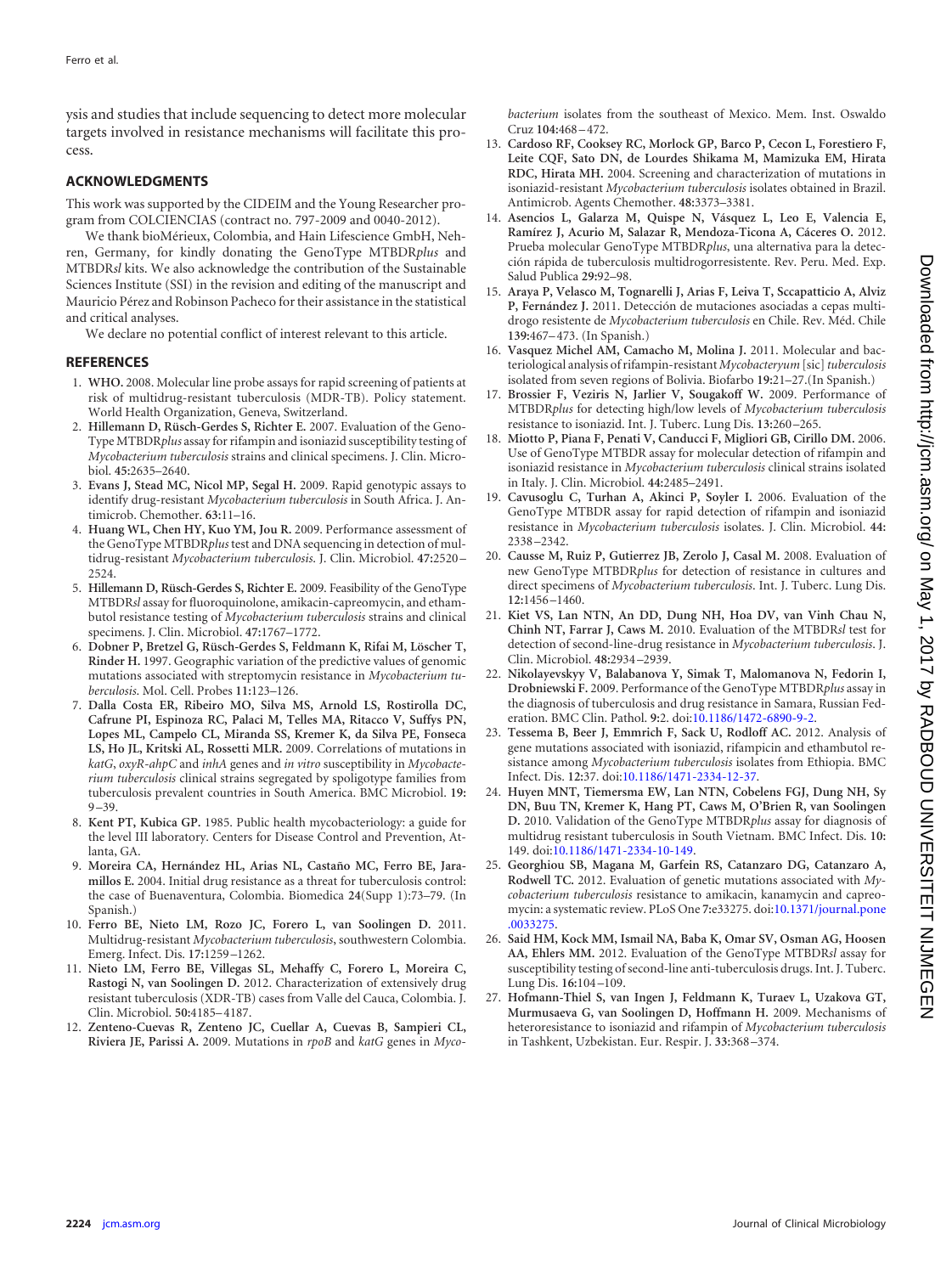ysis and studies that include sequencing to detect more molecular targets involved in resistance mechanisms will facilitate this process.

## ACKNOWLEDGMENTS

This work was supported by the CIDEIM and the Young Researcher program from COLCIENCIAS (contract no. 797-2009 and 0040-2012).

We thank bioMérieux, Colombia, and Hain Lifescience GmbH, Nehren, Germany, for kindly donating the GenoType MTBDR*plus* and MTBDR*sl* kits. We also acknowledge the contribution of the Sustainable Sciences Institute (SSI) in the revision and editing of the manuscript and Mauricio Pérez and Robinson Pacheco for their assistance in the statistical and critical analyses.

We declare no potential conflict of interest relevant to this article.

## REFERENCES

1. **WHO.** 2008. Molecular line probe assays for rapid screening of patients at risk of multidrug-resistant tuberculosis (MDR-TB). Policy statement. World Health Organization, Geneva, Switzerland.
2. **Hillemann D, Rüsch-Gerdes S, Richter E.** 2007. Evaluation of the GenoType MTBDR*plus* assay for rifampin and isoniazid susceptibility testing of *Mycobacterium tuberculosis* strains and clinical specimens. J. Clin. Microbiol. **45:**2635–2640.
3. **Evans J, Stead MC, Nicol MP, Segal H.** 2009. Rapid genotypic assays to identify drug-resistant *Mycobacterium tuberculosis* in South Africa. J. Antimicrob. Chemother. **63:**11–16.
4. **Huang WL, Chen HY, Kuo YM, Jou R.** 2009. Performance assessment of the GenoType MTBDR*plus* test and DNA sequencing in detection of multidrug-resistant *Mycobacterium tuberculosis.* J. Clin. Microbiol. **47:**2520–2524.
5. **Hillemann D, Rüsch-Gerdes S, Richter E.** 2009. Feasibility of the GenoType MTBDR*sl* assay for fluoroquinolone, amikacin-capreomycin, and ethambutol resistance testing of *Mycobacterium tuberculosis* strains and clinical specimens. J. Clin. Microbiol. **47:**1767–1772.
6. **Dobner P, Bretzel G, Rüsch-Gerdes S, Feldmann K, Rifai M, Löscher T, Rinder H.** 1997. Geographic variation of the predictive values of genomic mutations associated with streptomycin resistance in *Mycobacterium tuberculosis*. Mol. Cell. Probes **11:**123–126.
7. **Dalla Costa ER, Ribeiro MO, Silva MS, Arnold LS, Rostirolla DC, Cafrune PI, Espinoza RC, Palaci M, Telles MA, Ritacco V, Suffys PN, Lopes ML, Campelo CL, Miranda SS, Kremer K, da Silva PE, Fonseca LS, Ho JL, Kritski AL, Rossetti MLR.** 2009. Correlations of mutations in *katG*, *oxyR-ahpC* and *inhA* genes and *in vitro* susceptibility in *Mycobacterium tuberculosis* clinical strains segregated by spoligotype families from tuberculosis prevalent countries in South America. BMC Microbiol. **19:**9–39.
8. **Kent PT, Kubica GP.** 1985. Public health mycobacteriology: a guide for the level III laboratory. Centers for Disease Control and Prevention, Atlanta, GA.
9. **Moreira CA, Hernández HL, Arias NL, Castaño MC, Ferro BE, Jaramillos E.** 2004. Initial drug resistance as a threat for tuberculosis control: the case of Buenaventura, Colombia. Biomedica **24**(Supp 1):73–79. (In Spanish.)
10. **Ferro BE, Nieto LM, Rozo JC, Forero L, van Soolingen D.** 2011. Multidrug-resistant *Mycobacterium tuberculosis*, southwestern Colombia. Emerg. Infect. Dis. **17:**1259–1262.
11. **Nieto LM, Ferro BE, Villegas SL, Mehaffy C, Forero L, Moreira C, Rastogi N, van Soolingen D.** 2012. Characterization of extensively drug resistant tuberculosis (XDR-TB) cases from Valle del Cauca, Colombia. J. Clin. Microbiol. **50:**4185–4187.
12. **Zenteno-Cuevas R, Zenteno JC, Cuellar A, Cuevas B, Sampieri CL, Riviera JE, Parissi A.** 2009. Mutations in *rpoB* and *katG* genes in *Mycobacterium* isolates from the southeast of Mexico. Mem. Inst. Oswaldo Cruz **104:**468–472.
13. **Cardoso RF, Cooksey RC, Morlock GP, Barco P, Cecon L, Forestiero F, Leite CQF, Sato DN, de Lourdes Shikama M, Mamizuka EM, Hirata RDC, Hirata MH.** 2004. Screening and characterization of mutations in isoniazid-resistant *Mycobacterium tuberculosis* isolates obtained in Brazil. Antimicrob. Agents Chemother. **48:**3373–3381.
14. **Asencios L, Galarza M, Quispe N, Vásquez L, Leo E, Valencia E, Ramírez J, Acurio M, Salazar R, Mendoza-Ticona A, Cáceres O.** 2012. Prueba molecular GenoType MTBDR*plus*, una alternativa para la detección rápida de tuberculosis multidrogorresistente. Rev. Peru. Med. Exp. Salud Publica **29:**92–98.
15. **Araya P, Velasco M, Tognarelli J, Arias F, Leiva T, Scappaticcio A, Alviz P, Fernández J.** 2011. Detección de mutaciones asociadas a cepas multidrogo resistente de *Mycobacterium tuberculosis* en Chile. Rev. Méd. Chile **139:**467–473. (In Spanish.)
16. **Vasquez Michel AM, Camacho M, Molina J.** 2011. Molecular and bacteriological analysis of rifampin-resistant *Mycobacteryum* [sic] *tuberculosis* isolated from seven regions of Bolivia. Biofarbo **19:**21–27.(In Spanish.)
17. **Brossier F, Veziris N, Jarlier V, Sougakoff W.** 2009. Performance of MTBDR*plus* for detecting high/low levels of *Mycobacterium tuberculosis* resistance to isoniazid. Int. J. Tuberc. Lung Dis. **13:**260–265.
18. **Miotto P, Piana F, Penati V, Canducci F, Migliori GB, Cirillo DM.** 2006. Use of GenoType MTBDR assay for molecular detection of rifampin and isoniazid resistance in *Mycobacterium tuberculosis* clinical strains isolated in Italy. J. Clin. Microbiol. **44:**2485–2491.
19. **Cavusoglu C, Turhan A, Akinci P, Soyler I.** 2006. Evaluation of the GenoType MTBDR assay for rapid detection of rifampin and isoniazid resistance in *Mycobacterium tuberculosis* isolates. J. Clin. Microbiol. **44:**2338–2342.
20. **Causse M, Ruiz P, Gutierrez JB, Zerolo J, Casal M.** 2008. Evaluation of new GenoType MTBDR*plus* for detection of resistance in cultures and direct specimens of *Mycobacterium tuberculosis*. Int. J. Tuberc. Lung Dis. **12:**1456–1460.
21. **Kiet VS, Lan NTN, An DD, Dung NH, Hoa DV, van Vinh Chau N, Chinh NT, Farrar J, Caws M.** 2010. Evaluation of the MTBDR*sl* test for detection of second-line-drug resistance in *Mycobacterium tuberculosis*. J. Clin. Microbiol. **48:**2934–2939.
22. **Nikolayevskyy V, Balabanova Y, Simak T, Malomanova N, Fedorin I, Drobniewski F.** 2009. Performance of the GenoType MTBDR*plus* assay in the diagnosis of tuberculosis and drug resistance in Samara, Russian Federation. BMC Clin. Pathol. **9:**2. doi:10.1186/1472-6890-9-2.
23. **Tessema B, Beer J, Emmrich F, Sack U, Rodloff AC.** 2012. Analysis of gene mutations associated with isoniazid, rifampicin and ethambutol resistance among *Mycobacterium tuberculosis* isolates from Ethiopia. BMC Infect. Dis. **12:**37. doi:10.1186/1471-2334-12-37.
24. **Huyen MNT, Tiemersma EW, Lan NTN, Cobelens FGJ, Dung NH, Sy DN, Buu TN, Kremer K, Hang PT, Caws M, O'Brien R, van Soolingen D.** 2010. Validation of the GenoType MTBDR*plus* assay for diagnosis of multidrug resistant tuberculosis in South Vietnam. BMC Infect. Dis. **10:**149. doi:10.1186/1471-2334-10-149.
25. **Georghiou SB, Magana M, Garfein RS, Catanzaro DG, Catanzaro A, Rodwell TC.** 2012. Evaluation of genetic mutations associated with *Mycobacterium tuberculosis* resistance to amikacin, kanamycin and capreomycin: a systematic review. PLoS One **7:**e33275. doi:10.1371/journal.pone.0033275.
26. **Said HM, Kock MM, Ismail NA, Baba K, Omar SV, Osman AG, Hoosen AA, Ehlers MM.** 2012. Evaluation of the GenoType MTBDR*sl* assay for susceptibility testing of second-line anti-tuberculosis drugs. Int. J. Tuberc. Lung Dis. **16:**104–109.
27. **Hofmann-Thiel S, van Ingen J, Feldmann K, Turaev L, Uzakova GT, Murmusaeva G, van Soolingen D, Hoffmann H.** 2009. Mechanisms of heteroresistance to isoniazid and rifampin of *Mycobacterium tuberculosis* in Tashkent, Uzbekistan. Eur. Respir. J. **33:**368–374.